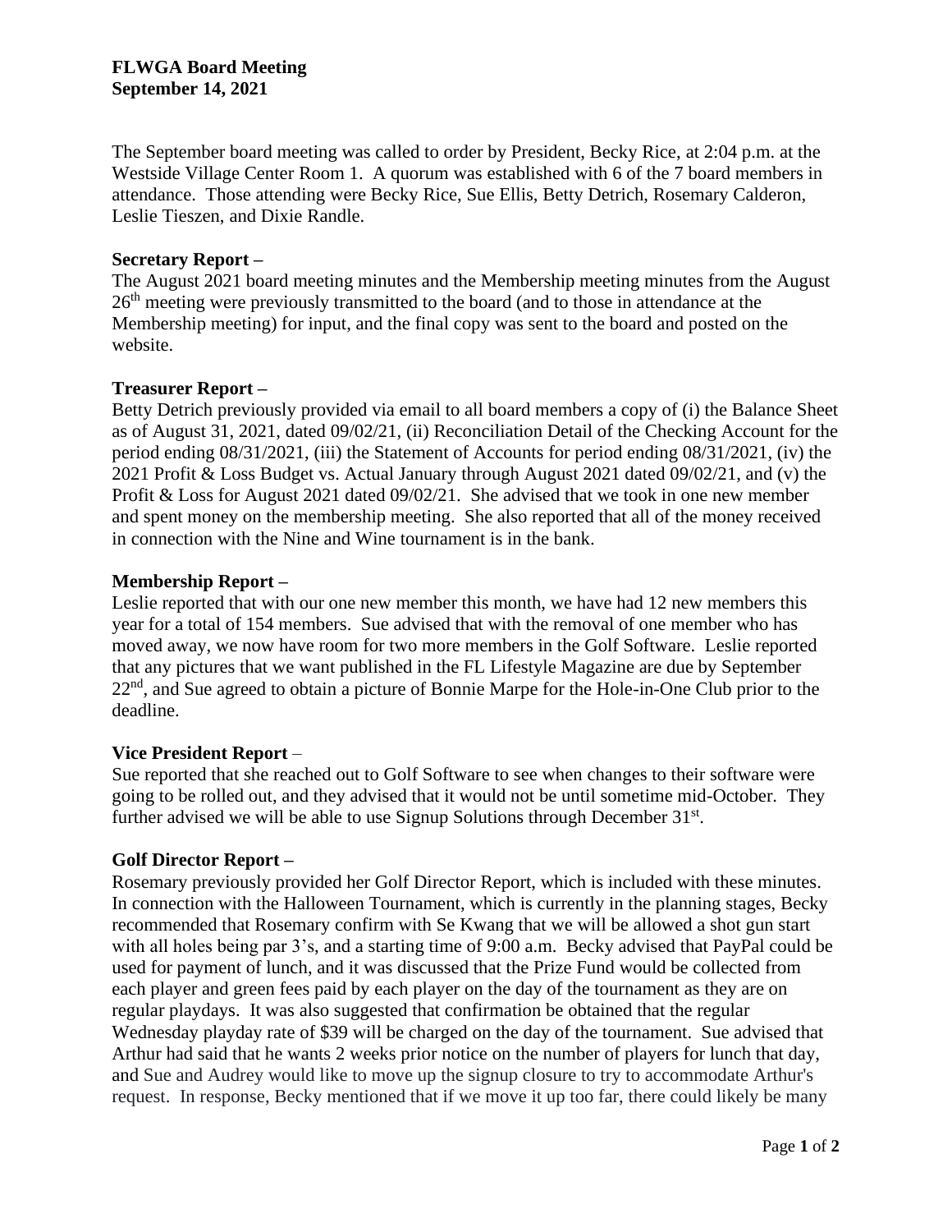**FLWGA Board Meeting**
**September 14, 2021**

The September board meeting was called to order by President, Becky Rice, at 2:04 p.m. at the Westside Village Center Room 1. A quorum was established with 6 of the 7 board members in attendance. Those attending were Becky Rice, Sue Ellis, Betty Detrich, Rosemary Calderon, Leslie Tieszen, and Dixie Randle.

**Secretary Report –**
The August 2021 board meeting minutes and the Membership meeting minutes from the August 26th meeting were previously transmitted to the board (and to those in attendance at the Membership meeting) for input, and the final copy was sent to the board and posted on the website.

**Treasurer Report –**
Betty Detrich previously provided via email to all board members a copy of (i) the Balance Sheet as of August 31, 2021, dated 09/02/21, (ii) Reconciliation Detail of the Checking Account for the period ending 08/31/2021, (iii) the Statement of Accounts for period ending 08/31/2021, (iv) the 2021 Profit & Loss Budget vs. Actual January through August 2021 dated 09/02/21, and (v) the Profit & Loss for August 2021 dated 09/02/21. She advised that we took in one new member and spent money on the membership meeting. She also reported that all of the money received in connection with the Nine and Wine tournament is in the bank.

**Membership Report –**
Leslie reported that with our one new member this month, we have had 12 new members this year for a total of 154 members. Sue advised that with the removal of one member who has moved away, we now have room for two more members in the Golf Software. Leslie reported that any pictures that we want published in the FL Lifestyle Magazine are due by September 22nd, and Sue agreed to obtain a picture of Bonnie Marpe for the Hole-in-One Club prior to the deadline.

**Vice President Report** –
Sue reported that she reached out to Golf Software to see when changes to their software were going to be rolled out, and they advised that it would not be until sometime mid-October. They further advised we will be able to use Signup Solutions through December 31st.

**Golf Director Report –**
Rosemary previously provided her Golf Director Report, which is included with these minutes. In connection with the Halloween Tournament, which is currently in the planning stages, Becky recommended that Rosemary confirm with Se Kwang that we will be allowed a shot gun start with all holes being par 3's, and a starting time of 9:00 a.m. Becky advised that PayPal could be used for payment of lunch, and it was discussed that the Prize Fund would be collected from each player and green fees paid by each player on the day of the tournament as they are on regular playdays. It was also suggested that confirmation be obtained that the regular Wednesday playday rate of $39 will be charged on the day of the tournament. Sue advised that Arthur had said that he wants 2 weeks prior notice on the number of players for lunch that day, and Sue and Audrey would like to move up the signup closure to try to accommodate Arthur's request. In response, Becky mentioned that if we move it up too far, there could likely be many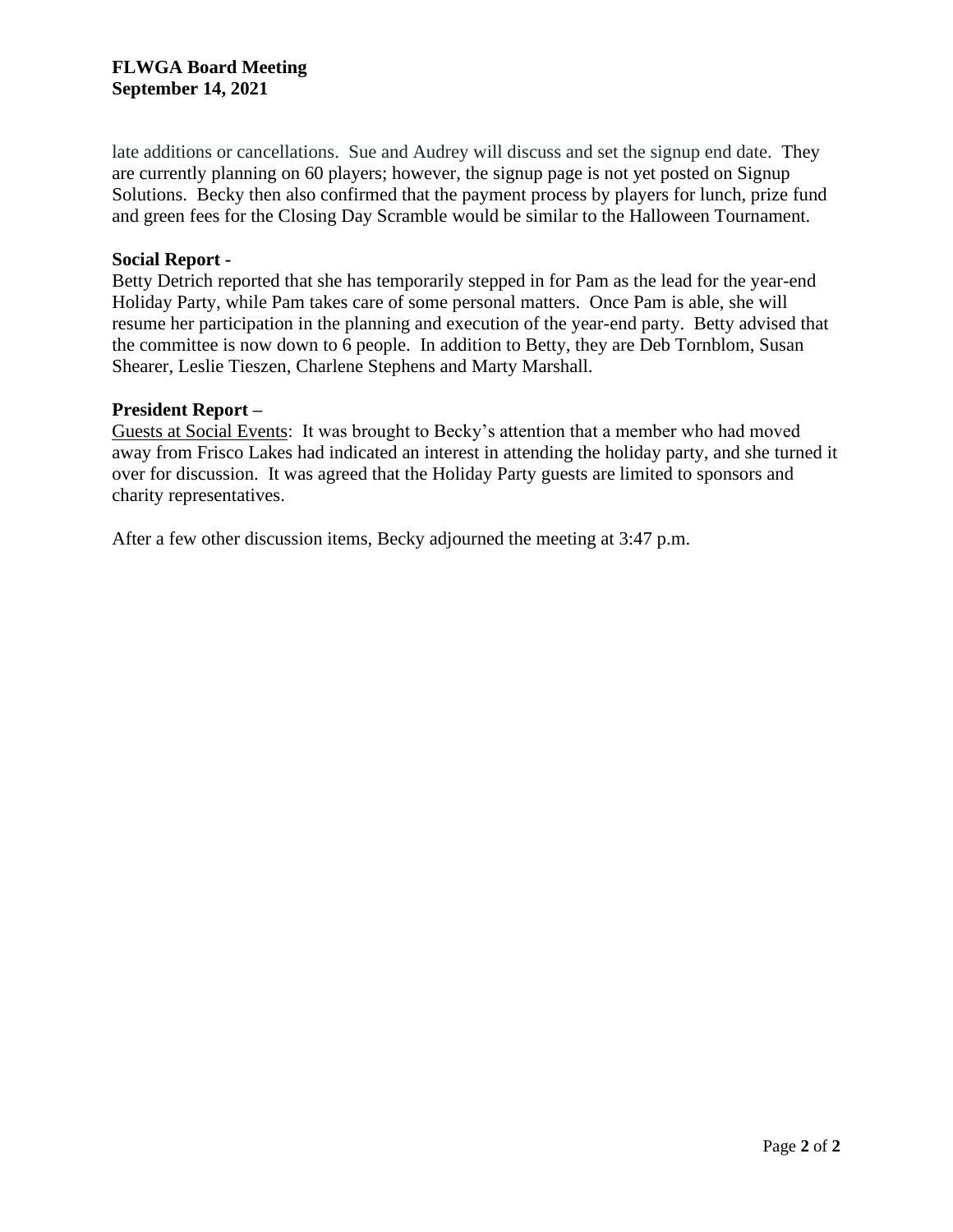late additions or cancellations. Sue and Audrey will discuss and set the signup end date. They are currently planning on 60 players; however, the signup page is not yet posted on Signup Solutions. Becky then also confirmed that the payment process by players for lunch, prize fund and green fees for the Closing Day Scramble would be similar to the Halloween Tournament.

**Social Report -**

Betty Detrich reported that she has temporarily stepped in for Pam as the lead for the year-end Holiday Party, while Pam takes care of some personal matters. Once Pam is able, she will resume her participation in the planning and execution of the year-end party. Betty advised that the committee is now down to 6 people. In addition to Betty, they are Deb Tornblom, Susan Shearer, Leslie Tieszen, Charlene Stephens and Marty Marshall.

**President Report –**

<u>Guests at Social Events</u>: It was brought to Becky's attention that a member who had moved away from Frisco Lakes had indicated an interest in attending the holiday party, and she turned it over for discussion. It was agreed that the Holiday Party guests are limited to sponsors and charity representatives.

After a few other discussion items, Becky adjourned the meeting at 3:47 p.m.